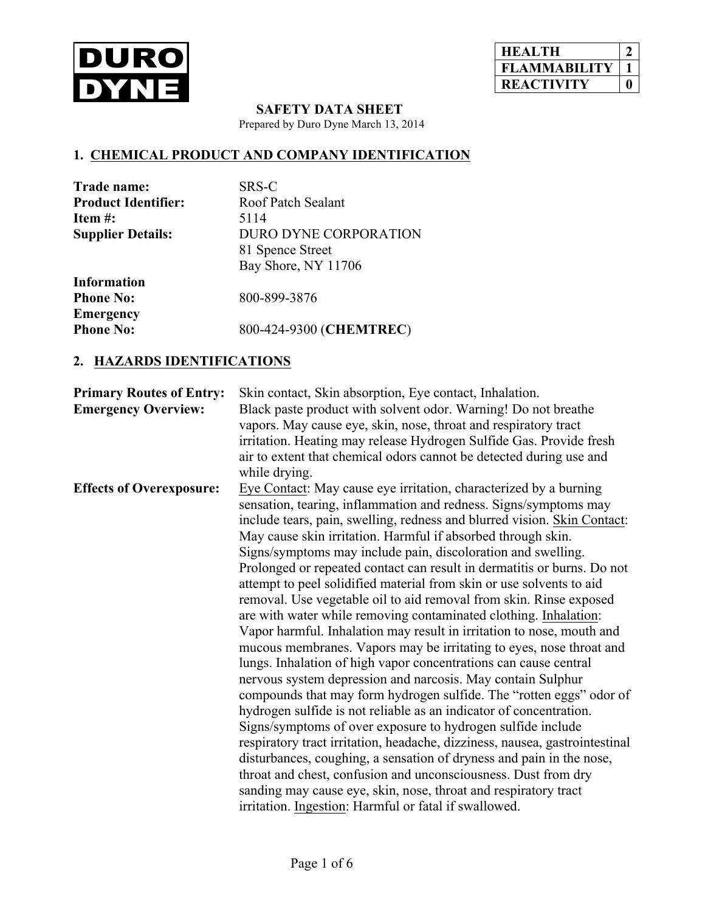**DURO DYNE**

| HEALTH | 2 |
|---|---|
| FLAMMABILITY | 1 |
| REACTIVITY | 0 |

# SAFETY DATA SHEET

Prepared by Duro Dyne March 13, 2014

## 1. CHEMICAL PRODUCT AND COMPANY IDENTIFICATION

**Trade name:** SRS-C

**Product Identifier:** Roof Patch Sealant

**Item #:** 5114

**Supplier Details:** DURO DYNE CORPORATION
81 Spence Street
Bay Shore, NY 11706

**Information Phone No:** 800-899-3876

**Emergency Phone No:** 800-424-9300 (**CHEMTREC**)

## 2. HAZARDS IDENTIFICATIONS

**Primary Routes of Entry:** Skin contact, Skin absorption, Eye contact, Inhalation.

**Emergency Overview:** Black paste product with solvent odor. Warning! Do not breathe vapors. May cause eye, skin, nose, throat and respiratory tract irritation. Heating may release Hydrogen Sulfide Gas. Provide fresh air to extent that chemical odors cannot be detected during use and while drying.

**Effects of Overexposure:** Eye Contact: May cause eye irritation, characterized by a burning sensation, tearing, inflammation and redness. Signs/symptoms may include tears, pain, swelling, redness and blurred vision. Skin Contact: May cause skin irritation. Harmful if absorbed through skin. Signs/symptoms may include pain, discoloration and swelling. Prolonged or repeated contact can result in dermatitis or burns. Do not attempt to peel solidified material from skin or use solvents to aid removal. Use vegetable oil to aid removal from skin. Rinse exposed are with water while removing contaminated clothing. Inhalation: Vapor harmful. Inhalation may result in irritation to nose, mouth and mucous membranes. Vapors may be irritating to eyes, nose throat and lungs. Inhalation of high vapor concentrations can cause central nervous system depression and narcosis. May contain Sulphur compounds that may form hydrogen sulfide. The "rotten eggs" odor of hydrogen sulfide is not reliable as an indicator of concentration. Signs/symptoms of over exposure to hydrogen sulfide include respiratory tract irritation, headache, dizziness, nausea, gastrointestinal disturbances, coughing, a sensation of dryness and pain in the nose, throat and chest, confusion and unconsciousness. Dust from dry sanding may cause eye, skin, nose, throat and respiratory tract irritation. Ingestion: Harmful or fatal if swallowed.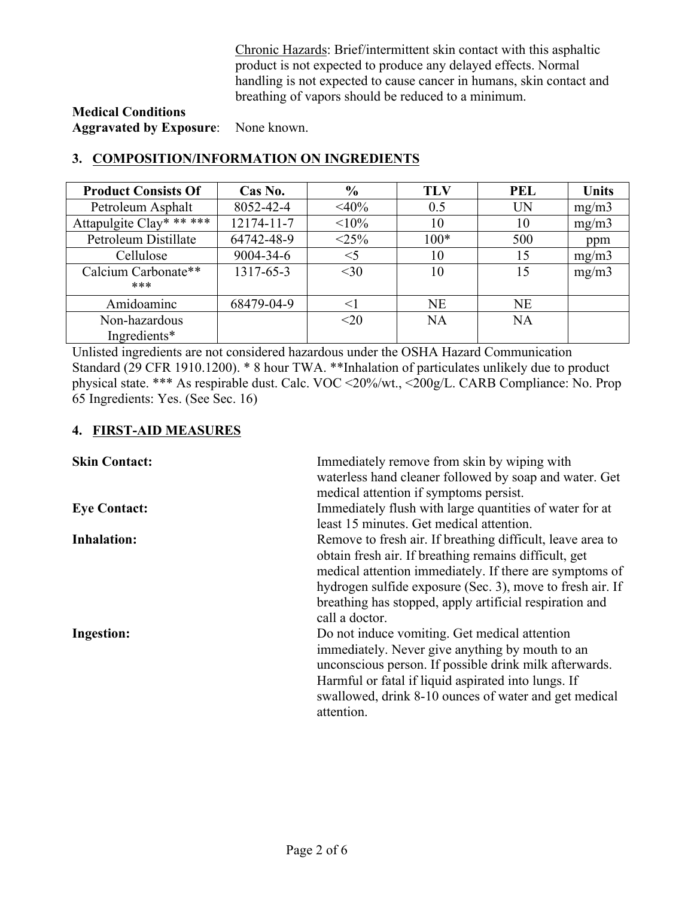Chronic Hazards: Brief/intermittent skin contact with this asphaltic product is not expected to produce any delayed effects. Normal handling is not expected to cause cancer in humans, skin contact and breathing of vapors should be reduced to a minimum.

**Medical Conditions Aggravated by Exposure**: None known.

## 3. COMPOSITION/INFORMATION ON INGREDIENTS

| Product Consists Of | Cas No. | % | TLV | PEL | Units |
|---|---|---|---|---|---|
| Petroleum Asphalt | 8052-42-4 | <40% | 0.5 | UN | mg/m3 |
| Attapulgite Clay* ** *** | 12174-11-7 | <10% | 10 | 10 | mg/m3 |
| Petroleum Distillate | 64742-48-9 | <25% | 100* | 500 | ppm |
| Cellulose | 9004-34-6 | <5 | 10 | 15 | mg/m3 |
| Calcium Carbonate** *** | 1317-65-3 | <30 | 10 | 15 | mg/m3 |
| Amidoaminc | 68479-04-9 | <1 | NE | NE | |
| Non-hazardous Ingredients* | | <20 | NA | NA | |

Unlisted ingredients are not considered hazardous under the OSHA Hazard Communication Standard (29 CFR 1910.1200). * 8 hour TWA. **Inhalation of particulates unlikely due to product physical state. *** As respirable dust. Calc. VOC <20%/wt., <200g/L. CARB Compliance: No. Prop 65 Ingredients: Yes. (See Sec. 16)

## 4. FIRST-AID MEASURES

**Skin Contact:** Immediately remove from skin by wiping with waterless hand cleaner followed by soap and water. Get medical attention if symptoms persist.

**Eye Contact:** Immediately flush with large quantities of water for at least 15 minutes. Get medical attention.

**Inhalation:** Remove to fresh air. If breathing difficult, leave area to obtain fresh air. If breathing remains difficult, get medical attention immediately. If there are symptoms of hydrogen sulfide exposure (Sec. 3), move to fresh air. If breathing has stopped, apply artificial respiration and call a doctor.

**Ingestion:** Do not induce vomiting. Get medical attention immediately. Never give anything by mouth to an unconscious person. If possible drink milk afterwards. Harmful or fatal if liquid aspirated into lungs. If swallowed, drink 8-10 ounces of water and get medical attention.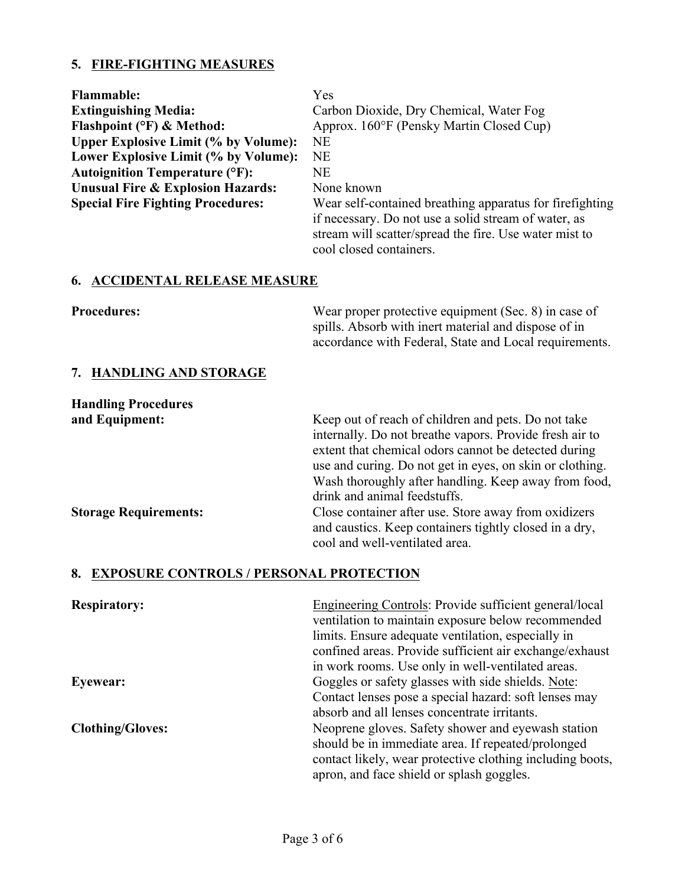## 5. FIRE-FIGHTING MEASURES

**Flammable:** Yes

**Extinguishing Media:** Carbon Dioxide, Dry Chemical, Water Fog

**Flashpoint (°F) & Method:** Approx. 160°F (Pensky Martin Closed Cup)

**Upper Explosive Limit (% by Volume):** NE

**Lower Explosive Limit (% by Volume):** NE

**Autoignition Temperature (°F):** NE

**Unusual Fire & Explosion Hazards:** None known

**Special Fire Fighting Procedures:** Wear self-contained breathing apparatus for firefighting if necessary. Do not use a solid stream of water, as stream will scatter/spread the fire. Use water mist to cool closed containers.

## 6. ACCIDENTAL RELEASE MEASURE

**Procedures:** Wear proper protective equipment (Sec. 8) in case of spills. Absorb with inert material and dispose of in accordance with Federal, State and Local requirements.

## 7. HANDLING AND STORAGE

**Handling Procedures and Equipment:** Keep out of reach of children and pets. Do not take internally. Do not breathe vapors. Provide fresh air to extent that chemical odors cannot be detected during use and curing. Do not get in eyes, on skin or clothing. Wash thoroughly after handling. Keep away from food, drink and animal feedstuffs.

**Storage Requirements:** Close container after use. Store away from oxidizers and caustics. Keep containers tightly closed in a dry, cool and well-ventilated area.

## 8. EXPOSURE CONTROLS / PERSONAL PROTECTION

**Respiratory:** Engineering Controls: Provide sufficient general/local ventilation to maintain exposure below recommended limits. Ensure adequate ventilation, especially in confined areas. Provide sufficient air exchange/exhaust in work rooms. Use only in well-ventilated areas.

**Eyewear:** Goggles or safety glasses with side shields. Note: Contact lenses pose a special hazard: soft lenses may absorb and all lenses concentrate irritants.

**Clothing/Gloves:** Neoprene gloves. Safety shower and eyewash station should be in immediate area. If repeated/prolonged contact likely, wear protective clothing including boots, apron, and face shield or splash goggles.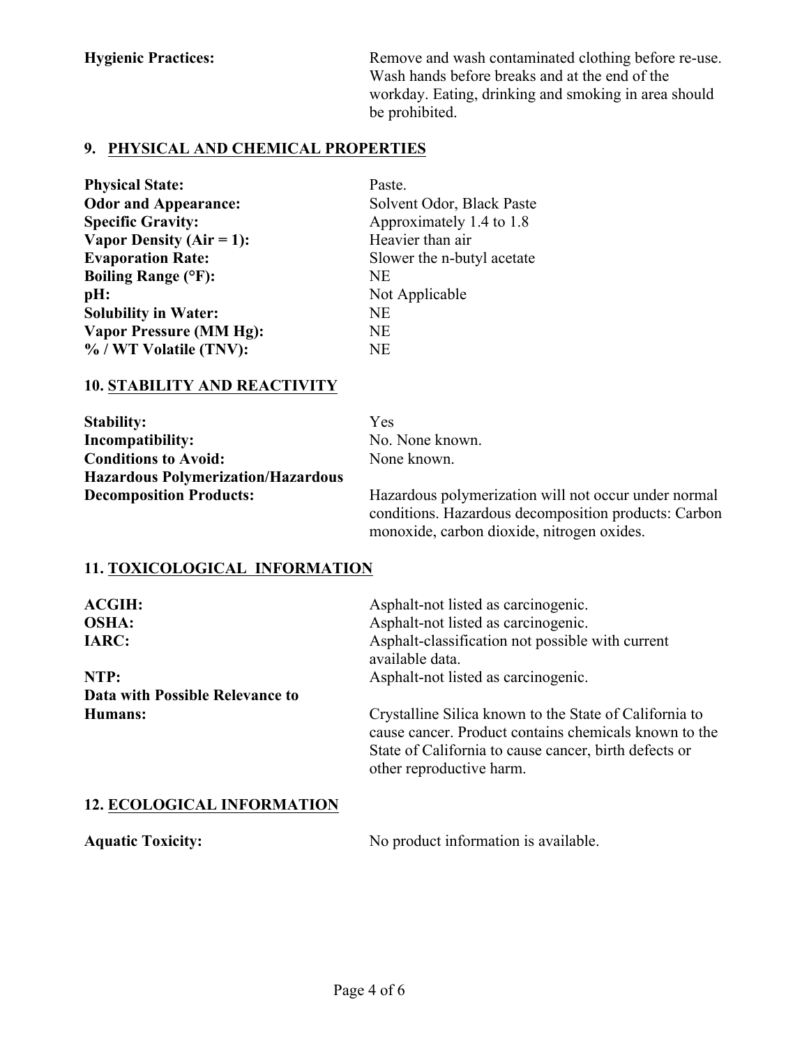**Hygienic Practices:** Remove and wash contaminated clothing before re-use. Wash hands before breaks and at the end of the workday. Eating, drinking and smoking in area should be prohibited.

## 9. PHYSICAL AND CHEMICAL PROPERTIES

| | |
|---|---|
| **Physical State:** | Paste. |
| **Odor and Appearance:** | Solvent Odor, Black Paste |
| **Specific Gravity:** | Approximately 1.4 to 1.8 |
| **Vapor Density (Air = 1):** | Heavier than air |
| **Evaporation Rate:** | Slower the n-butyl acetate |
| **Boiling Range (°F):** | NE |
| **pH:** | Not Applicable |
| **Solubility in Water:** | NE |
| **Vapor Pressure (MM Hg):** | NE |
| **% / WT Volatile (TNV):** | NE |

## 10. STABILITY AND REACTIVITY

| | |
|---|---|
| **Stability:** | Yes |
| **Incompatibility:** | No. None known. |
| **Conditions to Avoid:** | None known. |
| **Hazardous Polymerization/Hazardous Decomposition Products:** | Hazardous polymerization will not occur under normal conditions. Hazardous decomposition products: Carbon monoxide, carbon dioxide, nitrogen oxides. |

## 11. TOXICOLOGICAL INFORMATION

| | |
|---|---|
| **ACGIH:** | Asphalt-not listed as carcinogenic. |
| **OSHA:** | Asphalt-not listed as carcinogenic. |
| **IARC:** | Asphalt-classification not possible with current available data. |
| **NTP:** | Asphalt-not listed as carcinogenic. |
| **Data with Possible Relevance to Humans:** | Crystalline Silica known to the State of California to cause cancer. Product contains chemicals known to the State of California to cause cancer, birth defects or other reproductive harm. |

## 12. ECOLOGICAL INFORMATION

**Aquatic Toxicity:** No product information is available.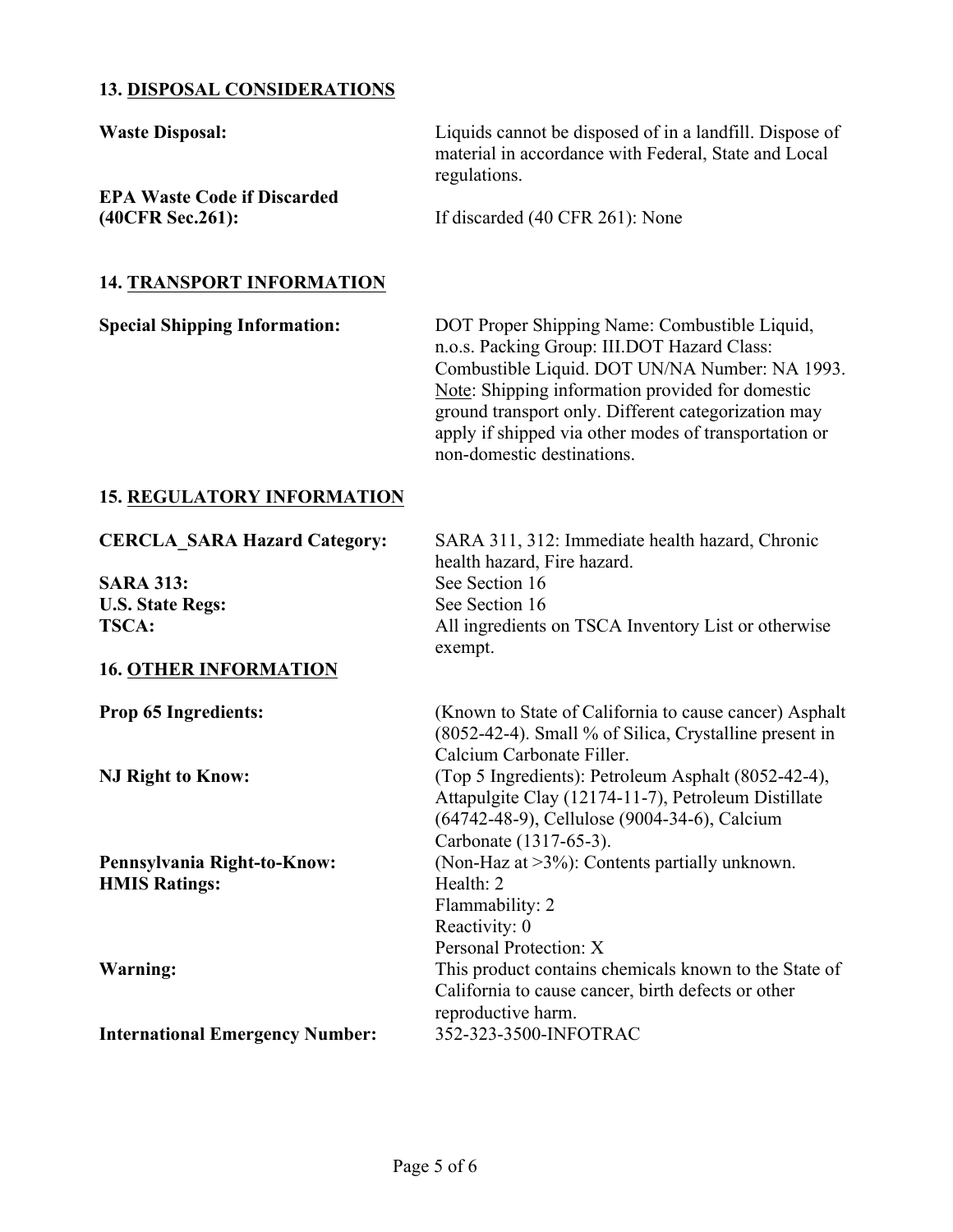## 13. DISPOSAL CONSIDERATIONS

**Waste Disposal:** Liquids cannot be disposed of in a landfill. Dispose of material in accordance with Federal, State and Local regulations.

**EPA Waste Code if Discarded (40CFR Sec.261):** If discarded (40 CFR 261): None

## 14. TRANSPORT INFORMATION

**Special Shipping Information:** DOT Proper Shipping Name: Combustible Liquid, n.o.s. Packing Group: III.DOT Hazard Class: Combustible Liquid. DOT UN/NA Number: NA 1993. Note: Shipping information provided for domestic ground transport only. Different categorization may apply if shipped via other modes of transportation or non-domestic destinations.

## 15. REGULATORY INFORMATION

**CERCLA_SARA Hazard Category:** SARA 311, 312: Immediate health hazard, Chronic health hazard, Fire hazard.

**SARA 313:** See Section 16

**U.S. State Regs:** See Section 16

**TSCA:** All ingredients on TSCA Inventory List or otherwise exempt.

## 16. OTHER INFORMATION

**Prop 65 Ingredients:** (Known to State of California to cause cancer) Asphalt (8052-42-4). Small % of Silica, Crystalline present in Calcium Carbonate Filler.

**NJ Right to Know:** (Top 5 Ingredients): Petroleum Asphalt (8052-42-4), Attapulgite Clay (12174-11-7), Petroleum Distillate (64742-48-9), Cellulose (9004-34-6), Calcium Carbonate (1317-65-3).

**Pennsylvania Right-to-Know:** (Non-Haz at >3%): Contents partially unknown.

**HMIS Ratings:**
Health: 2
Flammability: 2
Reactivity: 0
Personal Protection: X

**Warning:** This product contains chemicals known to the State of California to cause cancer, birth defects or other reproductive harm.

**International Emergency Number:** 352-323-3500-INFOTRAC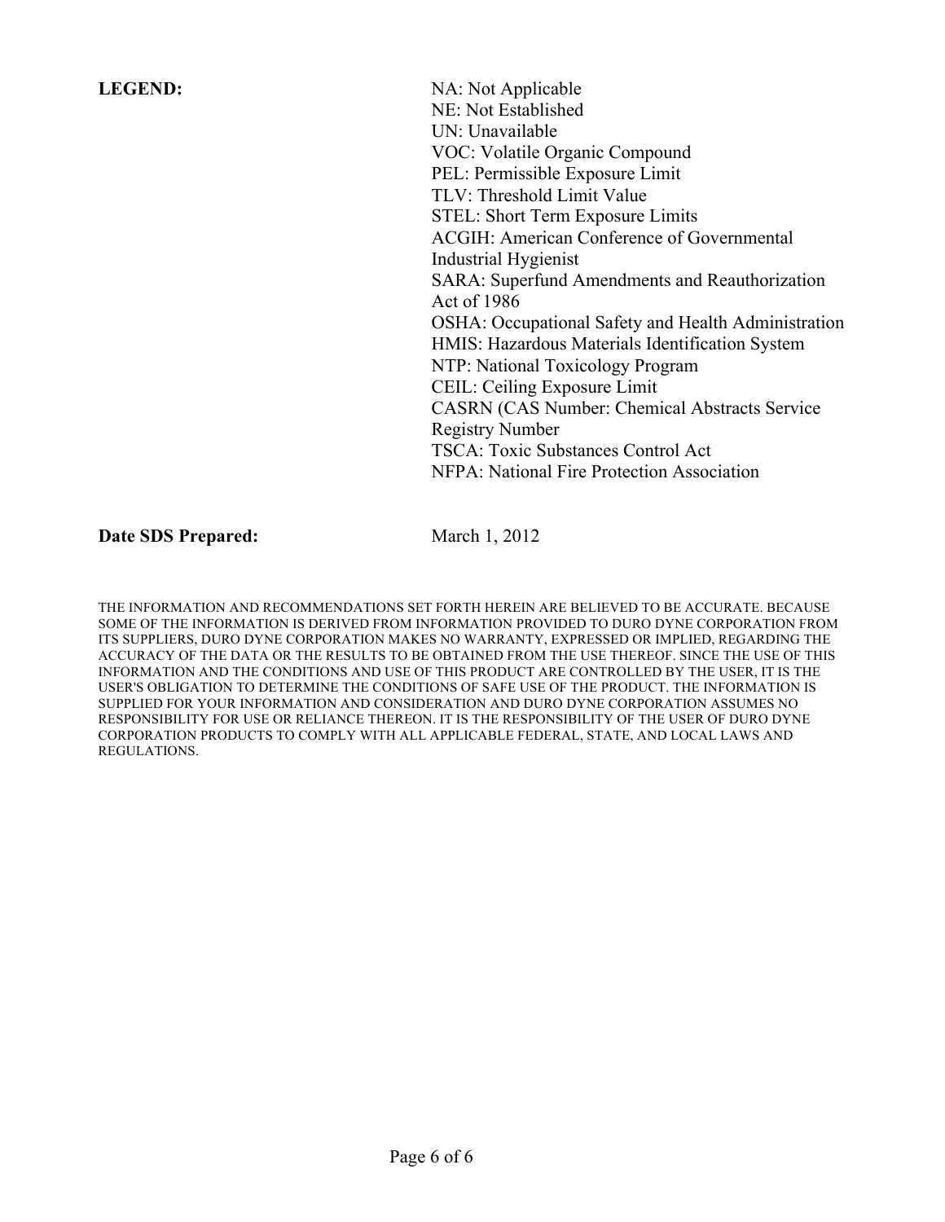**LEGEND:**

NA: Not Applicable
NE: Not Established
UN: Unavailable
VOC: Volatile Organic Compound
PEL: Permissible Exposure Limit
TLV: Threshold Limit Value
STEL: Short Term Exposure Limits
ACGIH: American Conference of Governmental Industrial Hygienist
SARA: Superfund Amendments and Reauthorization Act of 1986
OSHA: Occupational Safety and Health Administration
HMIS: Hazardous Materials Identification System
NTP: National Toxicology Program
CEIL: Ceiling Exposure Limit
CASRN (CAS Number: Chemical Abstracts Service Registry Number
TSCA: Toxic Substances Control Act
NFPA: National Fire Protection Association

**Date SDS Prepared:** March 1, 2012

THE INFORMATION AND RECOMMENDATIONS SET FORTH HEREIN ARE BELIEVED TO BE ACCURATE. BECAUSE SOME OF THE INFORMATION IS DERIVED FROM INFORMATION PROVIDED TO DURO DYNE CORPORATION FROM ITS SUPPLIERS, DURO DYNE CORPORATION MAKES NO WARRANTY, EXPRESSED OR IMPLIED, REGARDING THE ACCURACY OF THE DATA OR THE RESULTS TO BE OBTAINED FROM THE USE THEREOF. SINCE THE USE OF THIS INFORMATION AND THE CONDITIONS AND USE OF THIS PRODUCT ARE CONTROLLED BY THE USER, IT IS THE USER'S OBLIGATION TO DETERMINE THE CONDITIONS OF SAFE USE OF THE PRODUCT. THE INFORMATION IS SUPPLIED FOR YOUR INFORMATION AND CONSIDERATION AND DURO DYNE CORPORATION ASSUMES NO RESPONSIBILITY FOR USE OR RELIANCE THEREON. IT IS THE RESPONSIBILITY OF THE USER OF DURO DYNE CORPORATION PRODUCTS TO COMPLY WITH ALL APPLICABLE FEDERAL, STATE, AND LOCAL LAWS AND REGULATIONS.